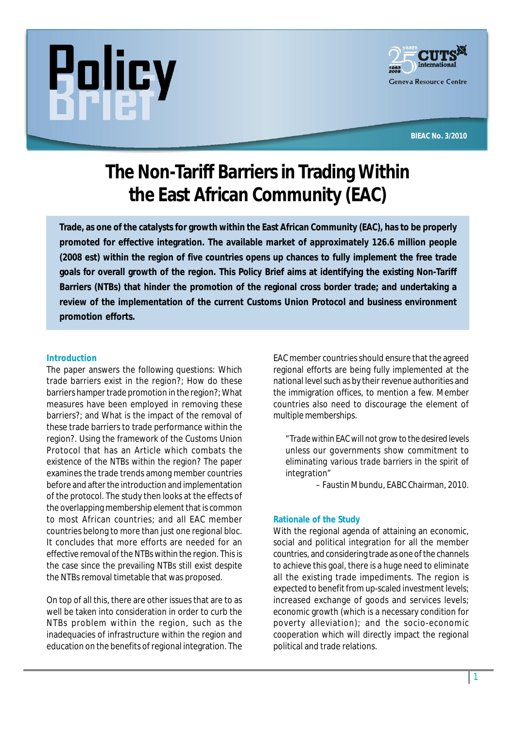Policy Brief

CUTS International
Geneva Resource Centre

BIEAC No. 3/2010

# The Non-Tariff Barriers in Trading Within the East African Community (EAC)

**Trade, as one of the catalysts for growth within the East African Community (EAC), has to be properly promoted for effective integration. The available market of approximately 126.6 million people (2008 est) within the region of five countries opens up chances to fully implement the free trade goals for overall growth of the region. This Policy Brief aims at identifying the existing Non-Tariff Barriers (NTBs) that hinder the promotion of the regional cross border trade; and undertaking a review of the implementation of the current Customs Union Protocol and business environment promotion efforts.**

## Introduction

The paper answers the following questions: Which trade barriers exist in the region?; How do these barriers hamper trade promotion in the region?; What measures have been employed in removing these barriers?; and What is the impact of the removal of these trade barriers to trade performance within the region?. Using the framework of the Customs Union Protocol that has an Article which combats the existence of the NTBs within the region? The paper examines the trade trends among member countries before and after the introduction and implementation of the protocol. The study then looks at the effects of the overlapping membership element that is common to most African countries; and all EAC member countries belong to more than just one regional bloc. It concludes that more efforts are needed for an effective removal of the NTBs within the region. This is the case since the prevailing NTBs still exist despite the NTBs removal timetable that was proposed.

On top of all this, there are other issues that are to as well be taken into consideration in order to curb the NTBs problem within the region, such as the inadequacies of infrastructure within the region and education on the benefits of regional integration. The EAC member countries should ensure that the agreed regional efforts are being fully implemented at the national level such as by their revenue authorities and the immigration offices, to mention a few. Member countries also need to discourage the element of multiple memberships.

> "Trade within EAC will not grow to the desired levels unless our governments show commitment to eliminating various trade barriers in the spirit of integration"
>
> – Faustin Mbundu, EABC Chairman, 2010.

## Rationale of the Study

With the regional agenda of attaining an economic, social and political integration for all the member countries, and considering trade as one of the channels to achieve this goal, there is a huge need to eliminate all the existing trade impediments. The region is expected to benefit from up-scaled investment levels; increased exchange of goods and services levels; economic growth (which is a necessary condition for poverty alleviation); and the socio-economic cooperation which will directly impact the regional political and trade relations.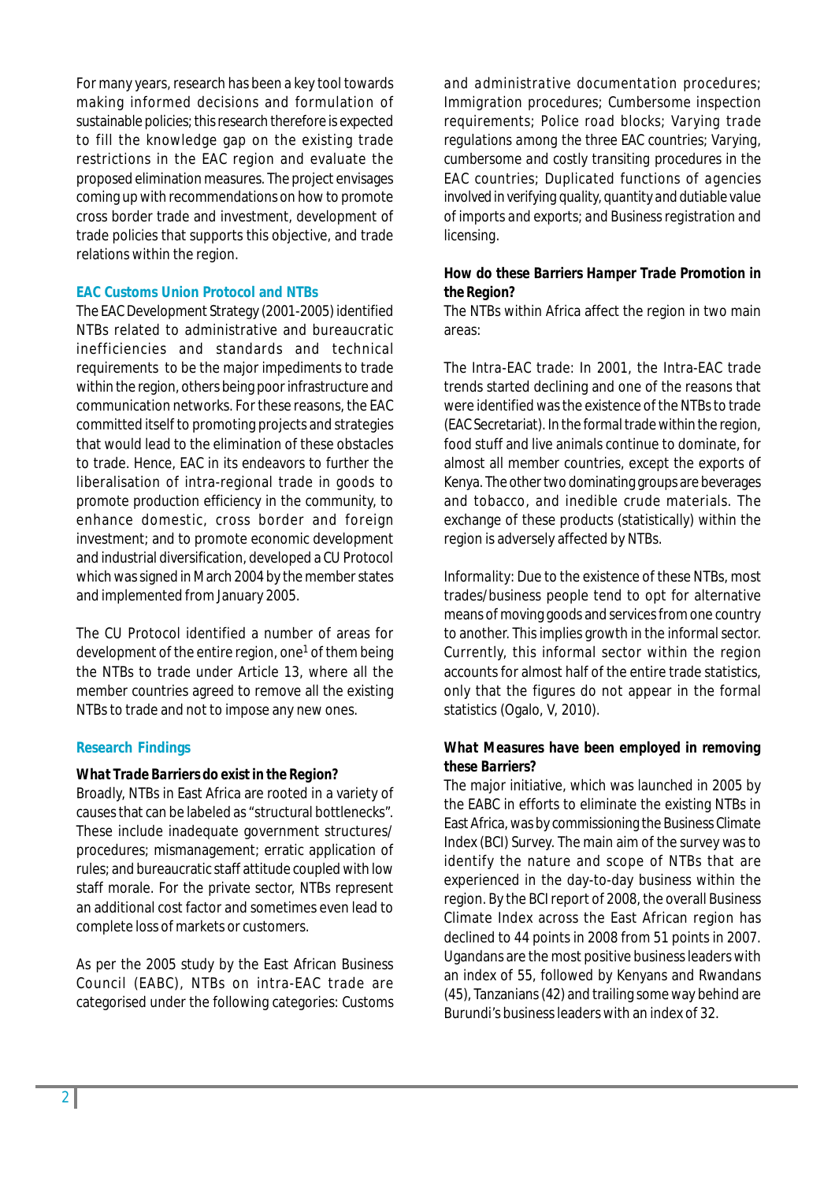For many years, research has been a key tool towards making informed decisions and formulation of sustainable policies; this research therefore is expected to fill the knowledge gap on the existing trade restrictions in the EAC region and evaluate the proposed elimination measures. The project envisages coming up with recommendations on how to promote cross border trade and investment, development of trade policies that supports this objective, and trade relations within the region.

## EAC Customs Union Protocol and NTBs

The EAC Development Strategy (2001-2005) identified NTBs related to administrative and bureaucratic inefficiencies and standards and technical requirements to be the major impediments to trade within the region, others being poor infrastructure and communication networks. For these reasons, the EAC committed itself to promoting projects and strategies that would lead to the elimination of these obstacles to trade. Hence, EAC in its endeavors to further the liberalisation of intra-regional trade in goods to promote production efficiency in the community, to enhance domestic, cross border and foreign investment; and to promote economic development and industrial diversification, developed a CU Protocol which was signed in March 2004 by the member states and implemented from January 2005.

The CU Protocol identified a number of areas for development of the entire region, one[1] of them being the NTBs to trade under Article 13, where all the member countries agreed to remove all the existing NTBs to trade and not to impose any new ones.

## Research Findings

### *What Trade Barriers do exist in the Region?*

Broadly, NTBs in East Africa are rooted in a variety of causes that can be labeled as "structural bottlenecks". These include inadequate government structures/ procedures; mismanagement; erratic application of rules; and bureaucratic staff attitude coupled with low staff morale. For the private sector, NTBs represent an additional cost factor and sometimes even lead to complete loss of markets or customers.

As per the 2005 study by the East African Business Council (EABC), NTBs on intra-EAC trade are categorised under the following categories: Customs and administrative documentation procedures; Immigration procedures; Cumbersome inspection requirements; Police road blocks; Varying trade regulations among the three EAC countries; Varying, cumbersome and costly transiting procedures in the EAC countries; Duplicated functions of agencies involved in verifying quality, quantity and dutiable value of imports and exports; and Business registration and licensing.

### *How do these Barriers Hamper Trade Promotion in the Region?*

The NTBs within Africa affect the region in two main areas:

The Intra-EAC trade: In 2001, the Intra-EAC trade trends started declining and one of the reasons that were identified was the existence of the NTBs to trade (EAC Secretariat). In the formal trade within the region, food stuff and live animals continue to dominate, for almost all member countries, except the exports of Kenya. The other two dominating groups are beverages and tobacco, and inedible crude materials. The exchange of these products (statistically) within the region is adversely affected by NTBs.

Informality: Due to the existence of these NTBs, most trades/business people tend to opt for alternative means of moving goods and services from one country to another. This implies growth in the informal sector. Currently, this informal sector within the region accounts for almost half of the entire trade statistics, only that the figures do not appear in the formal statistics (Ogalo, V, 2010).

### *What Measures have been employed in removing these Barriers?*

The major initiative, which was launched in 2005 by the EABC in efforts to eliminate the existing NTBs in East Africa, was by commissioning the Business Climate Index (BCI) Survey. The main aim of the survey was to identify the nature and scope of NTBs that are experienced in the day-to-day business within the region. By the BCI report of 2008, the overall Business Climate Index across the East African region has declined to 44 points in 2008 from 51 points in 2007. Ugandans are the most positive business leaders with an index of 55, followed by Kenyans and Rwandans (45), Tanzanians (42) and trailing some way behind are Burundi's business leaders with an index of 32.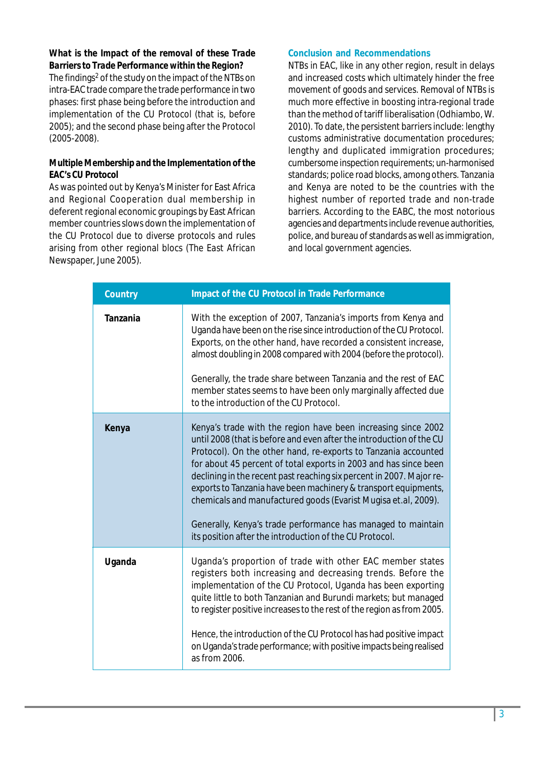**What is the Impact of the removal of these Trade Barriers to Trade Performance within the Region?**

The findings[2] of the study on the impact of the NTBs on intra-EAC trade compare the trade performance in two phases: first phase being before the introduction and implementation of the CU Protocol (that is, before 2005); and the second phase being after the Protocol (2005-2008).

**Multiple Membership and the Implementation of the EAC's CU Protocol**

As was pointed out by Kenya's Minister for East Africa and Regional Cooperation dual membership in deferent regional economic groupings by East African member countries slows down the implementation of the CU Protocol due to diverse protocols and rules arising from other regional blocs (The East African Newspaper, June 2005).

## Conclusion and Recommendations

NTBs in EAC, like in any other region, result in delays and increased costs which ultimately hinder the free movement of goods and services. Removal of NTBs is much more effective in boosting intra-regional trade than the method of tariff liberalisation (Odhiambo, W. 2010). To date, the persistent barriers include: lengthy customs administrative documentation procedures; lengthy and duplicated immigration procedures; cumbersome inspection requirements; un-harmonised standards; police road blocks, among others. Tanzania and Kenya are noted to be the countries with the highest number of reported trade and non-trade barriers. According to the EABC, the most notorious agencies and departments include revenue authorities, police, and bureau of standards as well as immigration, and local government agencies.

| Country | Impact of the CU Protocol in Trade Performance |
|---|---|
| **Tanzania** | With the exception of 2007, Tanzania's imports from Kenya and Uganda have been on the rise since introduction of the CU Protocol. Exports, on the other hand, have recorded a consistent increase, almost doubling in 2008 compared with 2004 (before the protocol).<br><br>Generally, the trade share between Tanzania and the rest of EAC member states seems to have been only marginally affected due to the introduction of the CU Protocol. |
| **Kenya** | Kenya's trade with the region have been increasing since 2002 until 2008 (that is before and even after the introduction of the CU Protocol). On the other hand, re-exports to Tanzania accounted for about 45 percent of total exports in 2003 and has since been declining in the recent past reaching six percent in 2007. Major re-exports to Tanzania have been machinery & transport equipments, chemicals and manufactured goods (Evarist Mugisa et.al, 2009).<br><br>Generally, Kenya's trade performance has managed to maintain its position after the introduction of the CU Protocol. |
| **Uganda** | Uganda's proportion of trade with other EAC member states registers both increasing and decreasing trends. Before the implementation of the CU Protocol, Uganda has been exporting quite little to both Tanzanian and Burundi markets; but managed to register positive increases to the rest of the region as from 2005.<br><br>Hence, the introduction of the CU Protocol has had positive impact on Uganda's trade performance; with positive impacts being realised as from 2006. |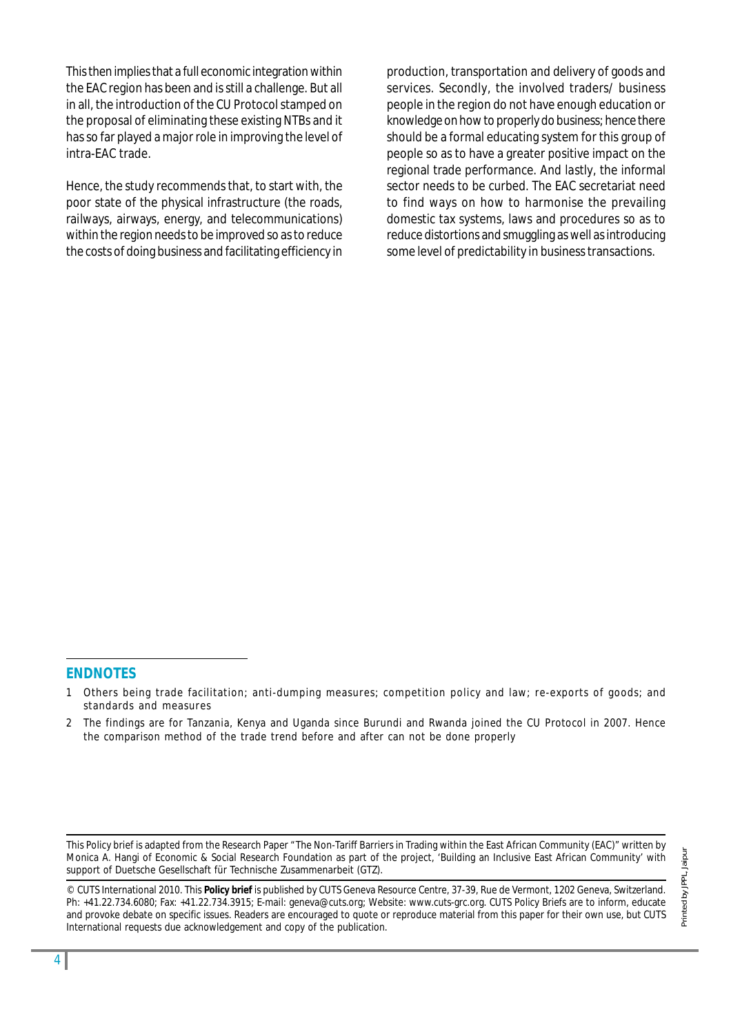This then implies that a full economic integration within the EAC region has been and is still a challenge. But all in all, the introduction of the CU Protocol stamped on the proposal of eliminating these existing NTBs and it has so far played a major role in improving the level of intra-EAC trade.

Hence, the study recommends that, to start with, the poor state of the physical infrastructure (the roads, railways, airways, energy, and telecommunications) within the region needs to be improved so as to reduce the costs of doing business and facilitating efficiency in production, transportation and delivery of goods and services. Secondly, the involved traders/ business people in the region do not have enough education or knowledge on how to properly do business; hence there should be a formal educating system for this group of people so as to have a greater positive impact on the regional trade performance. And lastly, the informal sector needs to be curbed. The EAC secretariat need to find ways on how to harmonise the prevailing domestic tax systems, laws and procedures so as to reduce distortions and smuggling as well as introducing some level of predictability in business transactions.

## ENDNOTES

1 Others being trade facilitation; anti-dumping measures; competition policy and law; re-exports of goods; and standards and measures

2 The findings are for Tanzania, Kenya and Uganda since Burundi and Rwanda joined the CU Protocol in 2007. Hence the comparison method of the trade trend before and after can not be done properly

---

This Policy brief is adapted from the Research Paper "The Non-Tariff Barriers in Trading within the East African Community (EAC)" written by Monica A. Hangi of Economic & Social Research Foundation as part of the project, 'Building an Inclusive East African Community' with support of Duetsche Gesellschaft für Technische Zusammenarbeit (GTZ).

© CUTS International 2010. This **Policy brief** is published by CUTS Geneva Resource Centre, 37-39, Rue de Vermont, 1202 Geneva, Switzerland. Ph: +41.22.734.6080; Fax: +41.22.734.3915; E-mail: geneva@cuts.org; Website: www.cuts-grc.org. CUTS Policy Briefs are to inform, educate and provoke debate on specific issues. Readers are encouraged to quote or reproduce material from this paper for their own use, but CUTS International requests due acknowledgement and copy of the publication.

Printed by JPPL, Jaipur